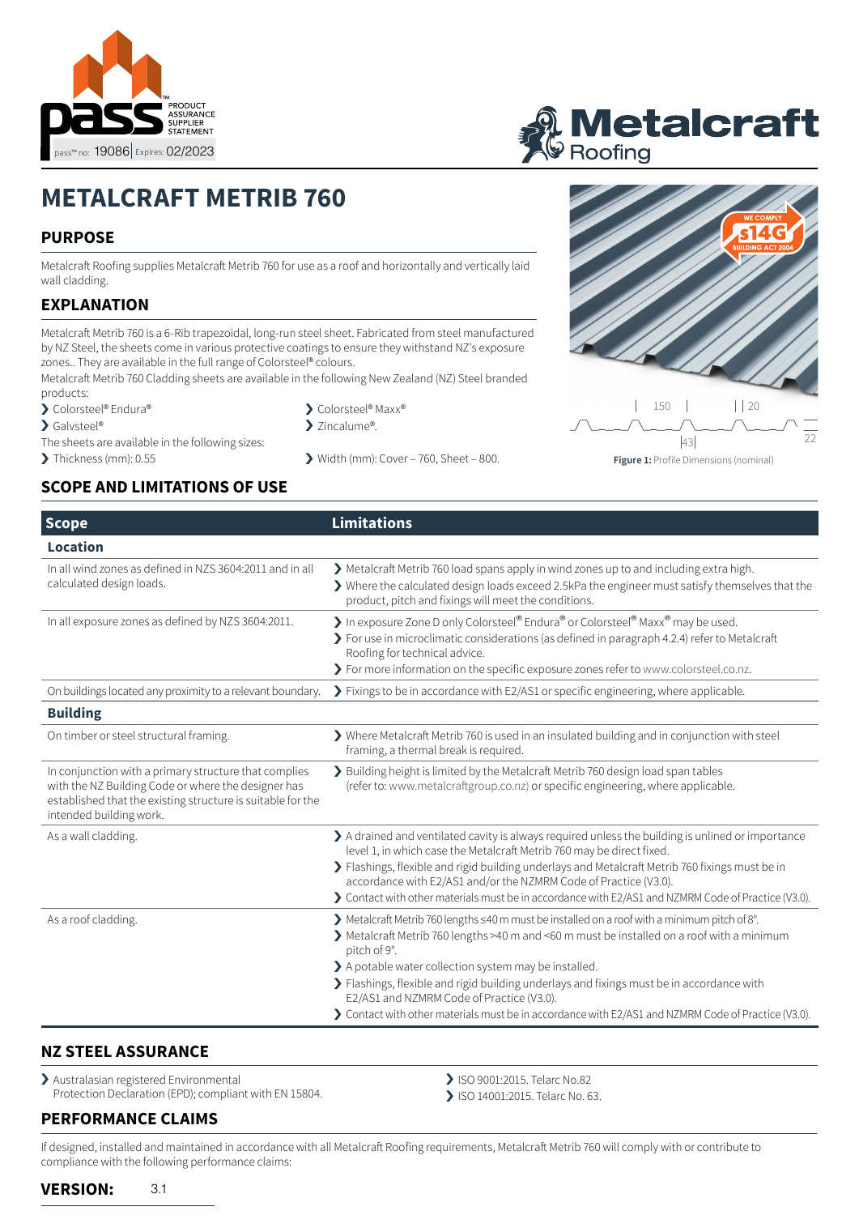PASS™ PRODUCT ASSURANCE SUPPLIER STATEMENT

pass™ no: 19086 | Expires: 02/2023

Metalcraft Roofing

# METALCRAFT METRIB 760

## PURPOSE

Metalcraft Roofing supplies Metalcraft Metrib 760 for use as a roof and horizontally and vertically laid wall cladding.

## EXPLANATION

Metalcraft Metrib 760 is a 6-Rib trapezoidal, long-run steel sheet. Fabricated from steel manufactured by NZ Steel, the sheets come in various protective coatings to ensure they withstand NZ's exposure zones.. They are available in the full range of Colorsteel® colours.

Metalcraft Metrib 760 Cladding sheets are available in the following New Zealand (NZ) Steel branded products:

- Colorsteel® Endura®
- Colorsteel® Maxx®
- Galvsteel®
- Zincalume®.

The sheets are available in the following sizes:

- Thickness (mm): 0.55
- Width (mm): Cover – 760, Sheet – 800.

WE COMPLY s14G BUILDING ACT 2004

150 | 20 | 43 | 22

**Figure 1:** Profile Dimensions (nominal)

## SCOPE AND LIMITATIONS OF USE

| Scope | Limitations |
|---|---|
| **Location** | |
| In all wind zones as defined in NZS 3604:2011 and in all calculated design loads. | ❯ Metalcraft Metrib 760 load spans apply in wind zones up to and including extra high.<br>❯ Where the calculated design loads exceed 2.5kPa the engineer must satisfy themselves that the product, pitch and fixings will meet the conditions. |
| In all exposure zones as defined by NZS 3604:2011. | ❯ In exposure Zone D only Colorsteel® Endura® or Colorsteel® Maxx® may be used.<br>❯ For use in microclimatic considerations (as defined in paragraph 4.2.4) refer to Metalcraft Roofing for technical advice.<br>❯ For more information on the specific exposure zones refer to www.colorsteel.co.nz. |
| On buildings located any proximity to a relevant boundary. | ❯ Fixings to be in accordance with E2/AS1 or specific engineering, where applicable. |
| **Building** | |
| On timber or steel structural framing. | ❯ Where Metalcraft Metrib 760 is used in an insulated building and in conjunction with steel framing, a thermal break is required. |
| In conjunction with a primary structure that complies with the NZ Building Code or where the designer has established that the existing structure is suitable for the intended building work. | ❯ Building height is limited by the Metalcraft Metrib 760 design load span tables (refer to: www.metalcraftgroup.co.nz) or specific engineering, where applicable. |
| As a wall cladding. | ❯ A drained and ventilated cavity is always required unless the building is unlined or importance level 1, in which case the Metalcraft Metrib 760 may be direct fixed.<br>❯ Flashings, flexible and rigid building underlays and Metalcraft Metrib 760 fixings must be in accordance with E2/AS1 and/or the NZMRM Code of Practice (V3.0).<br>❯ Contact with other materials must be in accordance with E2/AS1 and NZMRM Code of Practice (V3.0). |
| As a roof cladding. | ❯ Metalcraft Metrib 760 lengths ≤40 m must be installed on a roof with a minimum pitch of 8°.<br>❯ Metalcraft Metrib 760 lengths >40 m and <60 m must be installed on a roof with a minimum pitch of 9°.<br>❯ A potable water collection system may be installed.<br>❯ Flashings, flexible and rigid building underlays and fixings must be in accordance with E2/AS1 and NZMRM Code of Practice (V3.0).<br>❯ Contact with other materials must be in accordance with E2/AS1 and NZMRM Code of Practice (V3.0). |

## NZ STEEL ASSURANCE

- Australasian registered Environmental Protection Declaration (EPD); compliant with EN 15804.
- ISO 9001:2015. Telarc No.82
- ISO 14001:2015. Telarc No. 63.

## PERFORMANCE CLAIMS

If designed, installed and maintained in accordance with all Metalcraft Roofing requirements, Metalcraft Metrib 760 will comply with or contribute to compliance with the following performance claims:

**VERSION:** 3.1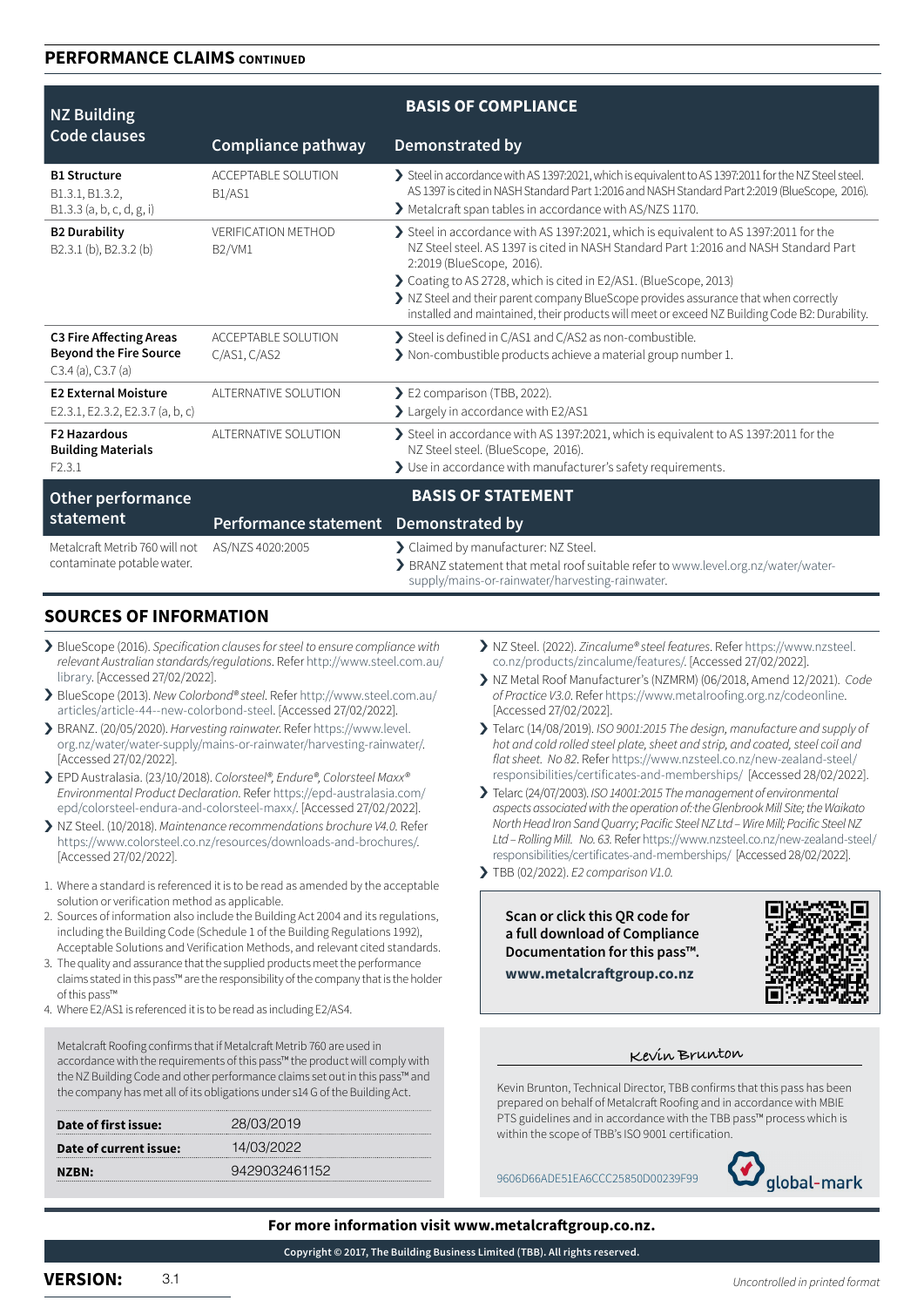## PERFORMANCE CLAIMS CONTINUED

| NZ Building Code clauses | BASIS OF COMPLIANCE — Compliance pathway | Demonstrated by |
|---|---|---|
| **B1 Structure**<br>B1.3.1, B1.3.2, B1.3.3 (a, b, c, d, g, i) | ACCEPTABLE SOLUTION B1/AS1 | ❯ Steel in accordance with AS 1397:2021, which is equivalent to AS 1397:2011 for the NZ Steel steel. AS 1397 is cited in NASH Standard Part 1:2016 and NASH Standard Part 2:2019 (BlueScope, 2016).<br>❯ Metalcraft span tables in accordance with AS/NZS 1170. |
| **B2 Durability**<br>B2.3.1 (b), B2.3.2 (b) | VERIFICATION METHOD B2/VM1 | ❯ Steel in accordance with AS 1397:2021, which is equivalent to AS 1397:2011 for the NZ Steel steel. AS 1397 is cited in NASH Standard Part 1:2016 and NASH Standard Part 2:2019 (BlueScope, 2016).<br>❯ Coating to AS 2728, which is cited in E2/AS1. (BlueScope, 2013)<br>❯ NZ Steel and their parent company BlueScope provides assurance that when correctly installed and maintained, their products will meet or exceed NZ Building Code B2: Durability. |
| **C3 Fire Affecting Areas Beyond the Fire Source**<br>C3.4 (a), C3.7 (a) | ACCEPTABLE SOLUTION C/AS1, C/AS2 | ❯ Steel is defined in C/AS1 and C/AS2 as non-combustible.<br>❯ Non-combustible products achieve a material group number 1. |
| **E2 External Moisture**<br>E2.3.1, E2.3.2, E2.3.7 (a, b, c) | ALTERNATIVE SOLUTION | ❯ E2 comparison (TBB, 2022).<br>❯ Largely in accordance with E2/AS1 |
| **F2 Hazardous Building Materials**<br>F2.3.1 | ALTERNATIVE SOLUTION | ❯ Steel in accordance with AS 1397:2021, which is equivalent to AS 1397:2011 for the NZ Steel steel. (BlueScope, 2016).<br>❯ Use in accordance with manufacturer's safety requirements. |

| Other performance statement | BASIS OF STATEMENT — Performance statement | Demonstrated by |
|---|---|---|
| Metalcraft Metrib 760 will not contaminate potable water. | AS/NZS 4020:2005 | ❯ Claimed by manufacturer: NZ Steel.<br>❯ BRANZ statement that metal roof suitable refer to www.level.org.nz/water/water-supply/mains-or-rainwater/harvesting-rainwater. |

## SOURCES OF INFORMATION

- BlueScope (2016). *Specification clauses for steel to ensure compliance with relevant Australian standards/regulations.* Refer http://www.steel.com.au/library. [Accessed 27/02/2022].
- BlueScope (2013). *New Colorbond® steel.* Refer http://www.steel.com.au/articles/article-44--new-colorbond-steel. [Accessed 27/02/2022].
- BRANZ. (20/05/2020). *Harvesting rainwater.* Refer https://www.level.org.nz/water/water-supply/mains-or-rainwater/harvesting-rainwater/. [Accessed 27/02/2022].
- EPD Australasia. (23/10/2018). *Colorsteel®, Endure®, Colorsteel Maxx® Environmental Product Declaration.* Refer https://epd-australasia.com/epd/colorsteel-endura-and-colorsteel-maxx/. [Accessed 27/02/2022].
- NZ Steel. (10/2018). *Maintenance recommendations brochure V4.0.* Refer https://www.colorsteel.co.nz/resources/downloads-and-brochures/. [Accessed 27/02/2022].
- NZ Steel. (2022). *Zincalume® steel features.* Refer https://www.nzsteel.co.nz/products/zincalume/features/. [Accessed 27/02/2022].
- NZ Metal Roof Manufacturer's (NZMRM) (06/2018, Amend 12/2021). *Code of Practice V3.0.* Refer https://www.metalroofing.org.nz/codeonline. [Accessed 27/02/2022].
- Telarc (14/08/2019). *ISO 9001:2015 The design, manufacture and supply of hot and cold rolled steel plate, sheet and strip, and coated, steel coil and flat sheet. No 82.* Refer https://www.nzsteel.co.nz/new-zealand-steel/responsibilities/certificates-and-memberships/ [Accessed 28/02/2022].
- Telarc (24/07/2003). *ISO 14001:2015 The management of environmental aspects associated with the operation of: the Glenbrook Mill Site; the Waikato North Head Iron Sand Quarry; Pacific Steel NZ Ltd – Wire Mill; Pacific Steel NZ Ltd – Rolling Mill. No. 63.* Refer https://www.nzsteel.co.nz/new-zealand-steel/responsibilities/certificates-and-memberships/ [Accessed 28/02/2022].
- TBB (02/2022). *E2 comparison V1.0.*

1. Where a standard is referenced it is to be read as amended by the acceptable solution or verification method as applicable.
2. Sources of information also include the Building Act 2004 and its regulations, including the Building Code (Schedule 1 of the Building Regulations 1992), Acceptable Solutions and Verification Methods, and relevant cited standards.
3. The quality and assurance that the supplied products meet the performance claims stated in this pass™ are the responsibility of the company that is the holder of this pass™
4. Where E2/AS1 is referenced it is to be read as including E2/AS4.

**Scan or click this QR code for a full download of Compliance Documentation for this pass™.**
**www.metalcraftgroup.co.nz**

Metalcraft Roofing confirms that if Metalcraft Metrib 760 are used in accordance with the requirements of this pass™ the product will comply with the NZ Building Code and other performance claims set out in this pass™ and the company has met all of its obligations under s14 G of the Building Act.

| | |
|---|---|
| **Date of first issue:** | 28/03/2019 |
| **Date of current issue:** | 14/03/2022 |
| **NZBN:** | 9429032461152 |

Kevin Brunton

Kevin Brunton, Technical Director, TBB confirms that this pass has been prepared on behalf of Metalcraft Roofing and in accordance with MBIE PTS guidelines and in accordance with the TBB pass™ process which is within the scope of TBB's ISO 9001 certification.

9606D66ADE51EA6CCC25850D00239F99

global-mark

**For more information visit www.metalcraftgroup.co.nz.**

Copyright © 2017, The Building Business Limited (TBB). All rights reserved.

**VERSION:** 3.1

*Uncontrolled in printed format*